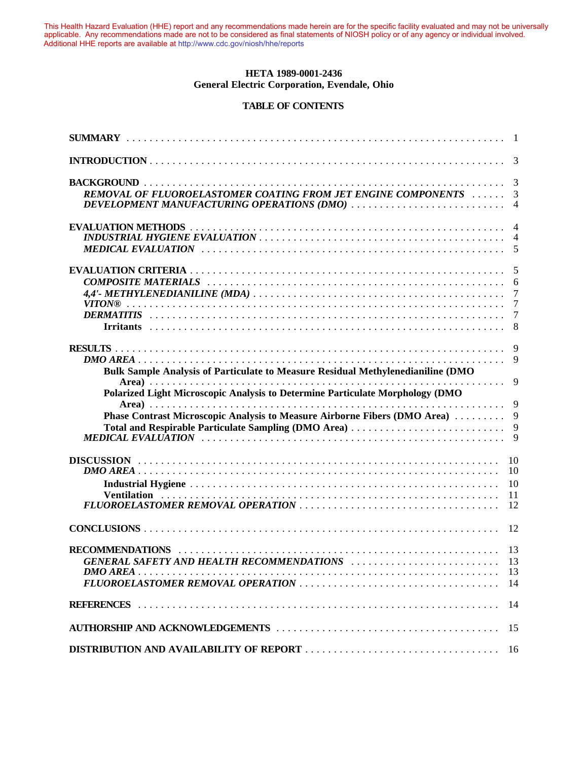This Health Hazard Evaluation (HHE) report and any recommendations made herein are for the specific facility evaluated and may not be universally applicable. Any recommendations made are not to be considered as final statements of NIOSH policy or of any agency or individual involved. Additional HHE reports are available at http://www.cdc.gov/niosh/hhe/reports

**HETA 1989-0001-2436**
**General Electric Corporation, Evendale, Ohio**

**TABLE OF CONTENTS**

| | |
|---|---|
| **SUMMARY** | 1 |
| **INTRODUCTION** | 3 |
| **BACKGROUND** | 3 |
| *REMOVAL OF FLUOROELASTOMER COATING FROM JET ENGINE COMPONENTS* | 3 |
| *DEVELOPMENT MANUFACTURING OPERATIONS (DMO)* | 4 |
| **EVALUATION METHODS** | 4 |
| *INDUSTRIAL HYGIENE EVALUATION* | 4 |
| *MEDICAL EVALUATION* | 5 |
| **EVALUATION CRITERIA** | 5 |
| *COMPOSITE MATERIALS* | 6 |
| *4,4'- METHYLENEDIANILINE (MDA)* | 7 |
| *VITON®* | 7 |
| *DERMATITIS* | 7 |
| **Irritants** | 8 |
| **RESULTS** | 9 |
| *DMO AREA* | 9 |
| **Bulk Sample Analysis of Particulate to Measure Residual Methylenedianiline (DMO Area)** | 9 |
| **Polarized Light Microscopic Analysis to Determine Particulate Morphology (DMO Area)** | 9 |
| **Phase Contrast Microscopic Analysis to Measure Airborne Fibers (DMO Area)** | 9 |
| **Total and Respirable Particulate Sampling (DMO Area)** | 9 |
| *MEDICAL EVALUATION* | 9 |
| **DISCUSSION** | 10 |
| *DMO AREA* | 10 |
| **Industrial Hygiene** | 10 |
| **Ventilation** | 11 |
| *FLUOROELASTOMER REMOVAL OPERATION* | 12 |
| **CONCLUSIONS** | 12 |
| **RECOMMENDATIONS** | 13 |
| *GENERAL SAFETY AND HEALTH RECOMMENDATIONS* | 13 |
| *DMO AREA* | 13 |
| *FLUOROELASTOMER REMOVAL OPERATION* | 14 |
| **REFERENCES** | 14 |
| **AUTHORSHIP AND ACKNOWLEDGEMENTS** | 15 |
| **DISTRIBUTION AND AVAILABILITY OF REPORT** | 16 |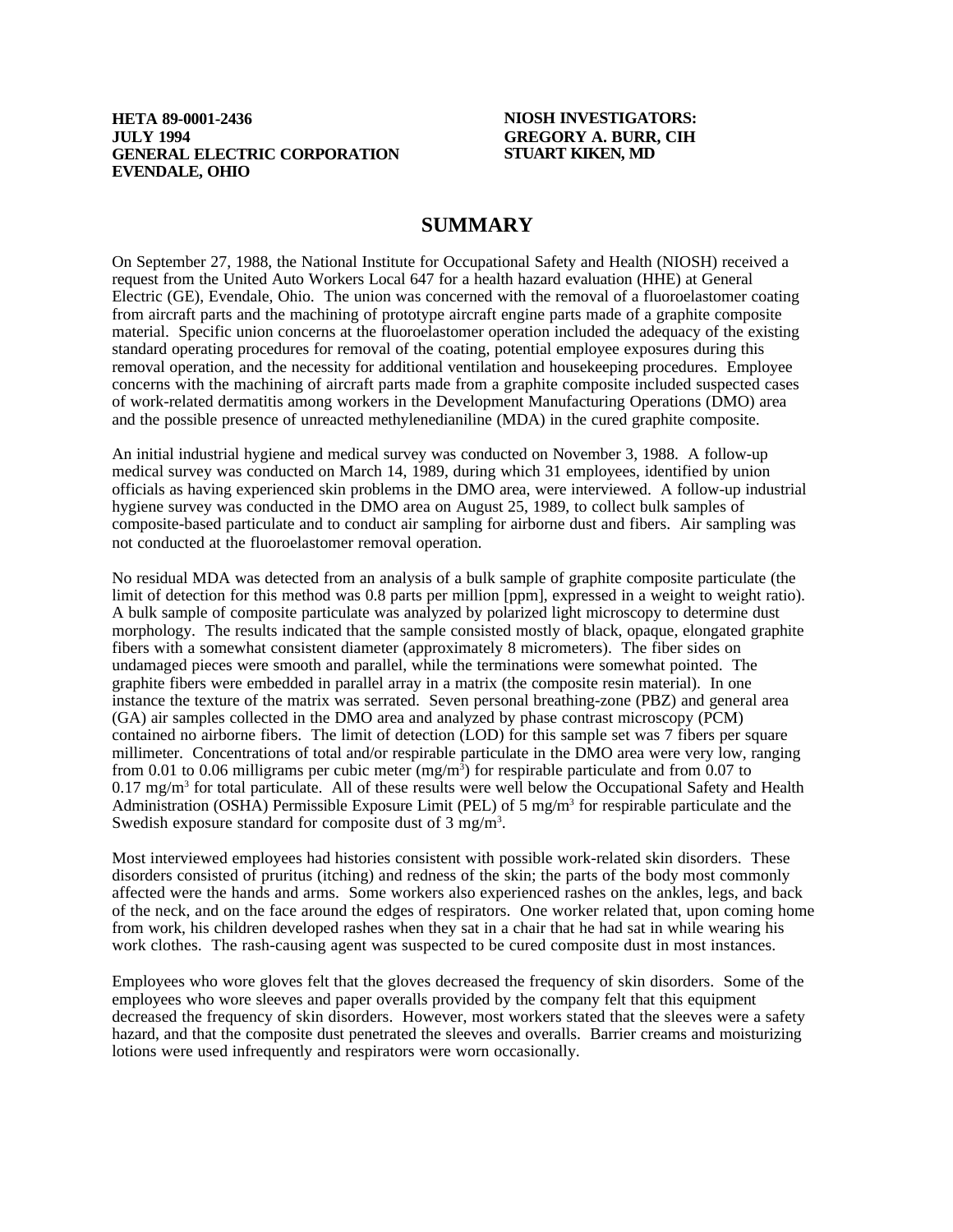**HETA 89-0001-2436**
**JULY 1994**
**GENERAL ELECTRIC CORPORATION**
**EVENDALE, OHIO**

**NIOSH INVESTIGATORS:**
**GREGORY A. BURR, CIH**
**STUART KIKEN, MD**

## SUMMARY

On September 27, 1988, the National Institute for Occupational Safety and Health (NIOSH) received a request from the United Auto Workers Local 647 for a health hazard evaluation (HHE) at General Electric (GE), Evendale, Ohio. The union was concerned with the removal of a fluoroelastomer coating from aircraft parts and the machining of prototype aircraft engine parts made of a graphite composite material. Specific union concerns at the fluoroelastomer operation included the adequacy of the existing standard operating procedures for removal of the coating, potential employee exposures during this removal operation, and the necessity for additional ventilation and housekeeping procedures. Employee concerns with the machining of aircraft parts made from a graphite composite included suspected cases of work-related dermatitis among workers in the Development Manufacturing Operations (DMO) area and the possible presence of unreacted methylenedianiline (MDA) in the cured graphite composite.

An initial industrial hygiene and medical survey was conducted on November 3, 1988. A follow-up medical survey was conducted on March 14, 1989, during which 31 employees, identified by union officials as having experienced skin problems in the DMO area, were interviewed. A follow-up industrial hygiene survey was conducted in the DMO area on August 25, 1989, to collect bulk samples of composite-based particulate and to conduct air sampling for airborne dust and fibers. Air sampling was not conducted at the fluoroelastomer removal operation.

No residual MDA was detected from an analysis of a bulk sample of graphite composite particulate (the limit of detection for this method was 0.8 parts per million [ppm], expressed in a weight to weight ratio). A bulk sample of composite particulate was analyzed by polarized light microscopy to determine dust morphology. The results indicated that the sample consisted mostly of black, opaque, elongated graphite fibers with a somewhat consistent diameter (approximately 8 micrometers). The fiber sides on undamaged pieces were smooth and parallel, while the terminations were somewhat pointed. The graphite fibers were embedded in parallel array in a matrix (the composite resin material). In one instance the texture of the matrix was serrated. Seven personal breathing-zone (PBZ) and general area (GA) air samples collected in the DMO area and analyzed by phase contrast microscopy (PCM) contained no airborne fibers. The limit of detection (LOD) for this sample set was 7 fibers per square millimeter. Concentrations of total and/or respirable particulate in the DMO area were very low, ranging from 0.01 to 0.06 milligrams per cubic meter ($mg/m^3$) for respirable particulate and from 0.07 to 0.17 $mg/m^3$ for total particulate. All of these results were well below the Occupational Safety and Health Administration (OSHA) Permissible Exposure Limit (PEL) of 5 $mg/m^3$ for respirable particulate and the Swedish exposure standard for composite dust of 3 $mg/m^3$.

Most interviewed employees had histories consistent with possible work-related skin disorders. These disorders consisted of pruritus (itching) and redness of the skin; the parts of the body most commonly affected were the hands and arms. Some workers also experienced rashes on the ankles, legs, and back of the neck, and on the face around the edges of respirators. One worker related that, upon coming home from work, his children developed rashes when they sat in a chair that he had sat in while wearing his work clothes. The rash-causing agent was suspected to be cured composite dust in most instances.

Employees who wore gloves felt that the gloves decreased the frequency of skin disorders. Some of the employees who wore sleeves and paper overalls provided by the company felt that this equipment decreased the frequency of skin disorders. However, most workers stated that the sleeves were a safety hazard, and that the composite dust penetrated the sleeves and overalls. Barrier creams and moisturizing lotions were used infrequently and respirators were worn occasionally.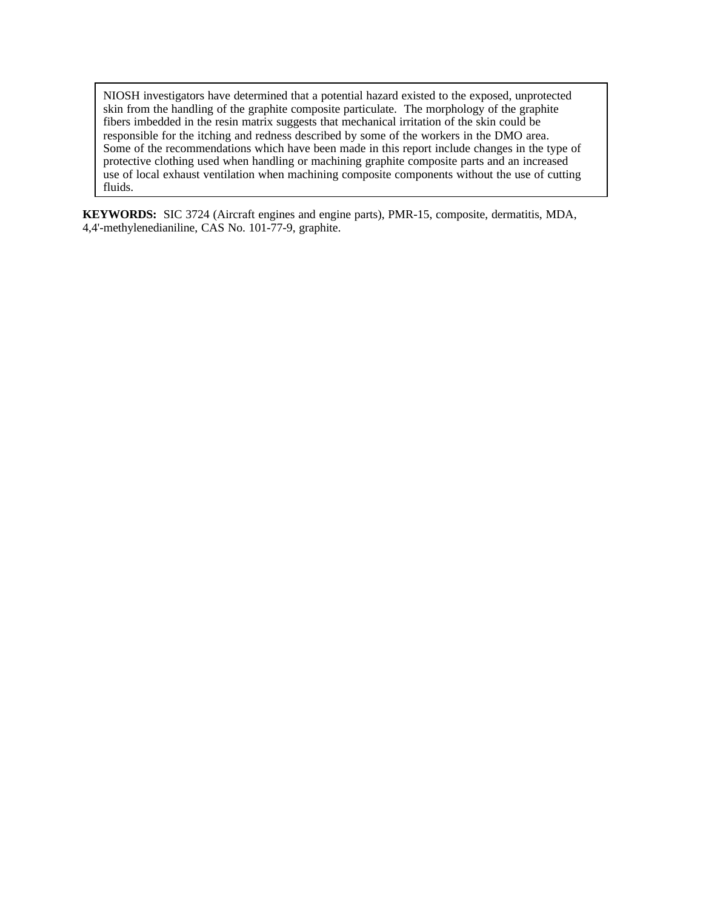NIOSH investigators have determined that a potential hazard existed to the exposed, unprotected skin from the handling of the graphite composite particulate. The morphology of the graphite fibers imbedded in the resin matrix suggests that mechanical irritation of the skin could be responsible for the itching and redness described by some of the workers in the DMO area. Some of the recommendations which have been made in this report include changes in the type of protective clothing used when handling or machining graphite composite parts and an increased use of local exhaust ventilation when machining composite components without the use of cutting fluids.

**KEYWORDS:** SIC 3724 (Aircraft engines and engine parts), PMR-15, composite, dermatitis, MDA, 4,4'-methylenedianiline, CAS No. 101-77-9, graphite.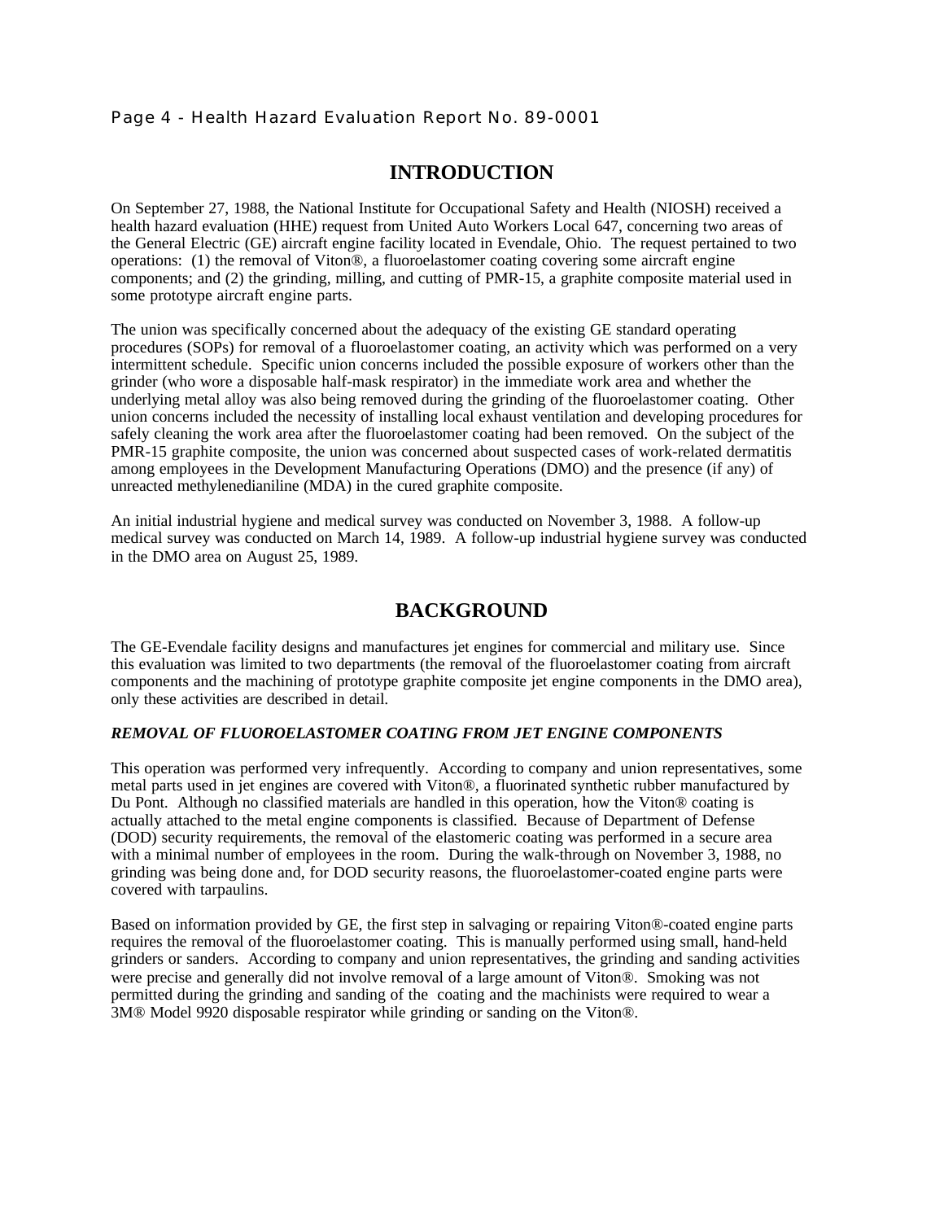## INTRODUCTION

On September 27, 1988, the National Institute for Occupational Safety and Health (NIOSH) received a health hazard evaluation (HHE) request from United Auto Workers Local 647, concerning two areas of the General Electric (GE) aircraft engine facility located in Evendale, Ohio. The request pertained to two operations: (1) the removal of Viton®, a fluoroelastomer coating covering some aircraft engine components; and (2) the grinding, milling, and cutting of PMR-15, a graphite composite material used in some prototype aircraft engine parts.

The union was specifically concerned about the adequacy of the existing GE standard operating procedures (SOPs) for removal of a fluoroelastomer coating, an activity which was performed on a very intermittent schedule. Specific union concerns included the possible exposure of workers other than the grinder (who wore a disposable half-mask respirator) in the immediate work area and whether the underlying metal alloy was also being removed during the grinding of the fluoroelastomer coating. Other union concerns included the necessity of installing local exhaust ventilation and developing procedures for safely cleaning the work area after the fluoroelastomer coating had been removed. On the subject of the PMR-15 graphite composite, the union was concerned about suspected cases of work-related dermatitis among employees in the Development Manufacturing Operations (DMO) and the presence (if any) of unreacted methylenedianiline (MDA) in the cured graphite composite.

An initial industrial hygiene and medical survey was conducted on November 3, 1988. A follow-up medical survey was conducted on March 14, 1989. A follow-up industrial hygiene survey was conducted in the DMO area on August 25, 1989.

## BACKGROUND

The GE-Evendale facility designs and manufactures jet engines for commercial and military use. Since this evaluation was limited to two departments (the removal of the fluoroelastomer coating from aircraft components and the machining of prototype graphite composite jet engine components in the DMO area), only these activities are described in detail.

### *REMOVAL OF FLUOROELASTOMER COATING FROM JET ENGINE COMPONENTS*

This operation was performed very infrequently. According to company and union representatives, some metal parts used in jet engines are covered with Viton®, a fluorinated synthetic rubber manufactured by Du Pont. Although no classified materials are handled in this operation, how the Viton® coating is actually attached to the metal engine components is classified. Because of Department of Defense (DOD) security requirements, the removal of the elastomeric coating was performed in a secure area with a minimal number of employees in the room. During the walk-through on November 3, 1988, no grinding was being done and, for DOD security reasons, the fluoroelastomer-coated engine parts were covered with tarpaulins.

Based on information provided by GE, the first step in salvaging or repairing Viton®-coated engine parts requires the removal of the fluoroelastomer coating. This is manually performed using small, hand-held grinders or sanders. According to company and union representatives, the grinding and sanding activities were precise and generally did not involve removal of a large amount of Viton®. Smoking was not permitted during the grinding and sanding of the coating and the machinists were required to wear a 3M® Model 9920 disposable respirator while grinding or sanding on the Viton®.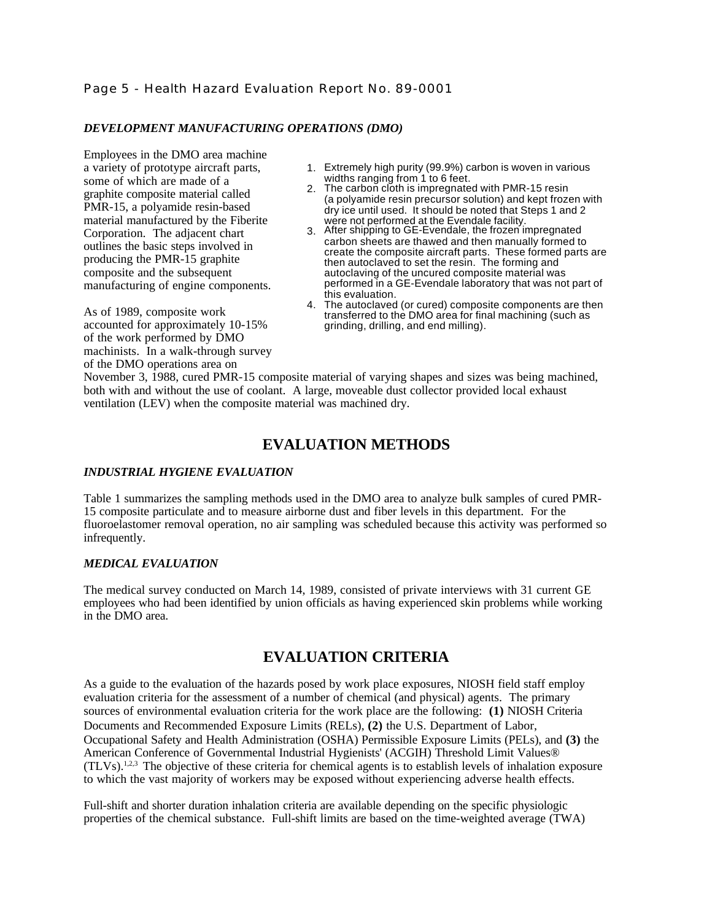### *DEVELOPMENT MANUFACTURING OPERATIONS (DMO)*

Employees in the DMO area machine a variety of prototype aircraft parts, some of which are made of a graphite composite material called PMR-15, a polyamide resin-based material manufactured by the Fiberite Corporation. The adjacent chart outlines the basic steps involved in producing the PMR-15 graphite composite and the subsequent manufacturing of engine components.

1. Extremely high purity (99.9%) carbon is woven in various widths ranging from 1 to 6 feet.
2. The carbon cloth is impregnated with PMR-15 resin (a polyamide resin precursor solution) and kept frozen with dry ice until used. It should be noted that Steps 1 and 2 were not performed at the Evendale facility.
3. After shipping to GE-Evendale, the frozen impregnated carbon sheets are thawed and then manually formed to create the composite aircraft parts. These formed parts are then autoclaved to set the resin. The forming and autoclaving of the uncured composite material was performed in a GE-Evendale laboratory that was not part of this evaluation.
4. The autoclaved (or cured) composite components are then transferred to the DMO area for final machining (such as grinding, drilling, and end milling).

As of 1989, composite work accounted for approximately 10-15% of the work performed by DMO machinists. In a walk-through survey of the DMO operations area on November 3, 1988, cured PMR-15 composite material of varying shapes and sizes was being machined, both with and without the use of coolant. A large, moveable dust collector provided local exhaust ventilation (LEV) when the composite material was machined dry.

## EVALUATION METHODS

### *INDUSTRIAL HYGIENE EVALUATION*

Table 1 summarizes the sampling methods used in the DMO area to analyze bulk samples of cured PMR-15 composite particulate and to measure airborne dust and fiber levels in this department. For the fluoroelastomer removal operation, no air sampling was scheduled because this activity was performed so infrequently.

### *MEDICAL EVALUATION*

The medical survey conducted on March 14, 1989, consisted of private interviews with 31 current GE employees who had been identified by union officials as having experienced skin problems while working in the DMO area.

## EVALUATION CRITERIA

As a guide to the evaluation of the hazards posed by work place exposures, NIOSH field staff employ evaluation criteria for the assessment of a number of chemical (and physical) agents. The primary sources of environmental evaluation criteria for the work place are the following: **(1)** NIOSH Criteria Documents and Recommended Exposure Limits (RELs), **(2)** the U.S. Department of Labor, Occupational Safety and Health Administration (OSHA) Permissible Exposure Limits (PELs), and **(3)** the American Conference of Governmental Industrial Hygienists' (ACGIH) Threshold Limit Values® (TLVs).[1,2,3] The objective of these criteria for chemical agents is to establish levels of inhalation exposure to which the vast majority of workers may be exposed without experiencing adverse health effects.

Full-shift and shorter duration inhalation criteria are available depending on the specific physiologic properties of the chemical substance. Full-shift limits are based on the time-weighted average (TWA)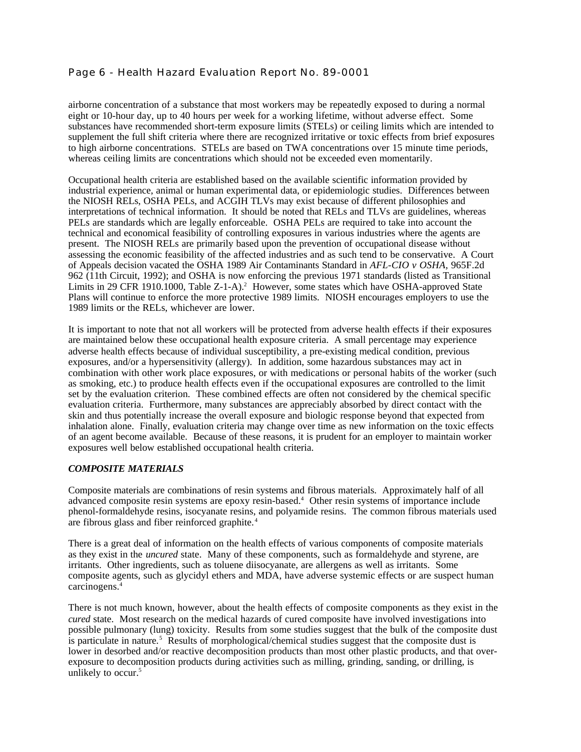airborne concentration of a substance that most workers may be repeatedly exposed to during a normal eight or 10-hour day, up to 40 hours per week for a working lifetime, without adverse effect. Some substances have recommended short-term exposure limits (STELs) or ceiling limits which are intended to supplement the full shift criteria where there are recognized irritative or toxic effects from brief exposures to high airborne concentrations. STELs are based on TWA concentrations over 15 minute time periods, whereas ceiling limits are concentrations which should not be exceeded even momentarily.

Occupational health criteria are established based on the available scientific information provided by industrial experience, animal or human experimental data, or epidemiologic studies. Differences between the NIOSH RELs, OSHA PELs, and ACGIH TLVs may exist because of different philosophies and interpretations of technical information. It should be noted that RELs and TLVs are guidelines, whereas PELs are standards which are legally enforceable. OSHA PELs are required to take into account the technical and economical feasibility of controlling exposures in various industries where the agents are present. The NIOSH RELs are primarily based upon the prevention of occupational disease without assessing the economic feasibility of the affected industries and as such tend to be conservative. A Court of Appeals decision vacated the OSHA 1989 Air Contaminants Standard in *AFL-CIO v OSHA*, 965F.2d 962 (11th Circuit, 1992); and OSHA is now enforcing the previous 1971 standards (listed as Transitional Limits in 29 CFR 1910.1000, Table Z-1-A).[2] However, some states which have OSHA-approved State Plans will continue to enforce the more protective 1989 limits. NIOSH encourages employers to use the 1989 limits or the RELs, whichever are lower.

It is important to note that not all workers will be protected from adverse health effects if their exposures are maintained below these occupational health exposure criteria. A small percentage may experience adverse health effects because of individual susceptibility, a pre-existing medical condition, previous exposures, and/or a hypersensitivity (allergy). In addition, some hazardous substances may act in combination with other work place exposures, or with medications or personal habits of the worker (such as smoking, etc.) to produce health effects even if the occupational exposures are controlled to the limit set by the evaluation criterion. These combined effects are often not considered by the chemical specific evaluation criteria. Furthermore, many substances are appreciably absorbed by direct contact with the skin and thus potentially increase the overall exposure and biologic response beyond that expected from inhalation alone. Finally, evaluation criteria may change over time as new information on the toxic effects of an agent become available. Because of these reasons, it is prudent for an employer to maintain worker exposures well below established occupational health criteria.

***COMPOSITE MATERIALS***

Composite materials are combinations of resin systems and fibrous materials. Approximately half of all advanced composite resin systems are epoxy resin-based.[4] Other resin systems of importance include phenol-formaldehyde resins, isocyanate resins, and polyamide resins. The common fibrous materials used are fibrous glass and fiber reinforced graphite.[4]

There is a great deal of information on the health effects of various components of composite materials as they exist in the *uncured* state. Many of these components, such as formaldehyde and styrene, are irritants. Other ingredients, such as toluene diisocyanate, are allergens as well as irritants. Some composite agents, such as glycidyl ethers and MDA, have adverse systemic effects or are suspect human carcinogens.[4]

There is not much known, however, about the health effects of composite components as they exist in the *cured* state. Most research on the medical hazards of cured composite have involved investigations into possible pulmonary (lung) toxicity. Results from some studies suggest that the bulk of the composite dust is particulate in nature.[5] Results of morphological/chemical studies suggest that the composite dust is lower in desorbed and/or reactive decomposition products than most other plastic products, and that over-exposure to decomposition products during activities such as milling, grinding, sanding, or drilling, is unlikely to occur.[5]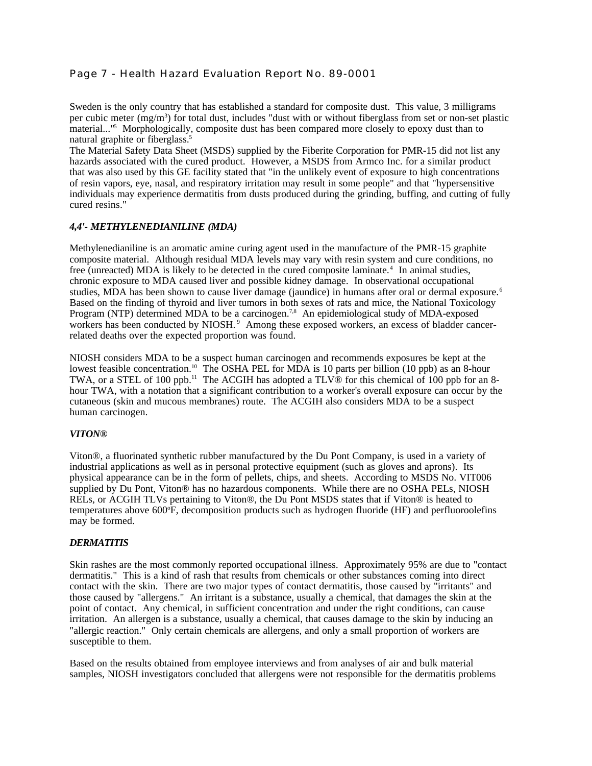Sweden is the only country that has established a standard for composite dust. This value, 3 milligrams per cubic meter ($mg/m^3$) for total dust, includes "dust with or without fiberglass from set or non-set plastic material..."[5] Morphologically, composite dust has been compared more closely to epoxy dust than to natural graphite or fiberglass.[5]

The Material Safety Data Sheet (MSDS) supplied by the Fiberite Corporation for PMR-15 did not list any hazards associated with the cured product. However, a MSDS from Armco Inc. for a similar product that was also used by this GE facility stated that "in the unlikely event of exposure to high concentrations of resin vapors, eye, nasal, and respiratory irritation may result in some people" and that "hypersensitive individuals may experience dermatitis from dusts produced during the grinding, buffing, and cutting of fully cured resins."

### *4,4'- METHYLENEDIANILINE (MDA)*

Methylenedianiline is an aromatic amine curing agent used in the manufacture of the PMR-15 graphite composite material. Although residual MDA levels may vary with resin system and cure conditions, no free (unreacted) MDA is likely to be detected in the cured composite laminate.[4] In animal studies, chronic exposure to MDA caused liver and possible kidney damage. In observational occupational studies, MDA has been shown to cause liver damage (jaundice) in humans after oral or dermal exposure.[6] Based on the finding of thyroid and liver tumors in both sexes of rats and mice, the National Toxicology Program (NTP) determined MDA to be a carcinogen.[7,8] An epidemiological study of MDA-exposed workers has been conducted by NIOSH.[9] Among these exposed workers, an excess of bladder cancer-related deaths over the expected proportion was found.

NIOSH considers MDA to be a suspect human carcinogen and recommends exposures be kept at the lowest feasible concentration.[10] The OSHA PEL for MDA is 10 parts per billion (10 ppb) as an 8-hour TWA, or a STEL of 100 ppb.[11] The ACGIH has adopted a TLV® for this chemical of 100 ppb for an 8-hour TWA, with a notation that a significant contribution to a worker's overall exposure can occur by the cutaneous (skin and mucous membranes) route. The ACGIH also considers MDA to be a suspect human carcinogen.

### *VITON®*

Viton®, a fluorinated synthetic rubber manufactured by the Du Pont Company, is used in a variety of industrial applications as well as in personal protective equipment (such as gloves and aprons). Its physical appearance can be in the form of pellets, chips, and sheets. According to MSDS No. VIT006 supplied by Du Pont, Viton® has no hazardous components. While there are no OSHA PELs, NIOSH RELs, or ACGIH TLVs pertaining to Viton®, the Du Pont MSDS states that if Viton® is heated to temperatures above 600°F, decomposition products such as hydrogen fluoride (HF) and perfluoroolefins may be formed.

### *DERMATITIS*

Skin rashes are the most commonly reported occupational illness. Approximately 95% are due to "contact dermatitis." This is a kind of rash that results from chemicals or other substances coming into direct contact with the skin. There are two major types of contact dermatitis, those caused by "irritants" and those caused by "allergens." An irritant is a substance, usually a chemical, that damages the skin at the point of contact. Any chemical, in sufficient concentration and under the right conditions, can cause irritation. An allergen is a substance, usually a chemical, that causes damage to the skin by inducing an "allergic reaction." Only certain chemicals are allergens, and only a small proportion of workers are susceptible to them.

Based on the results obtained from employee interviews and from analyses of air and bulk material samples, NIOSH investigators concluded that allergens were not responsible for the dermatitis problems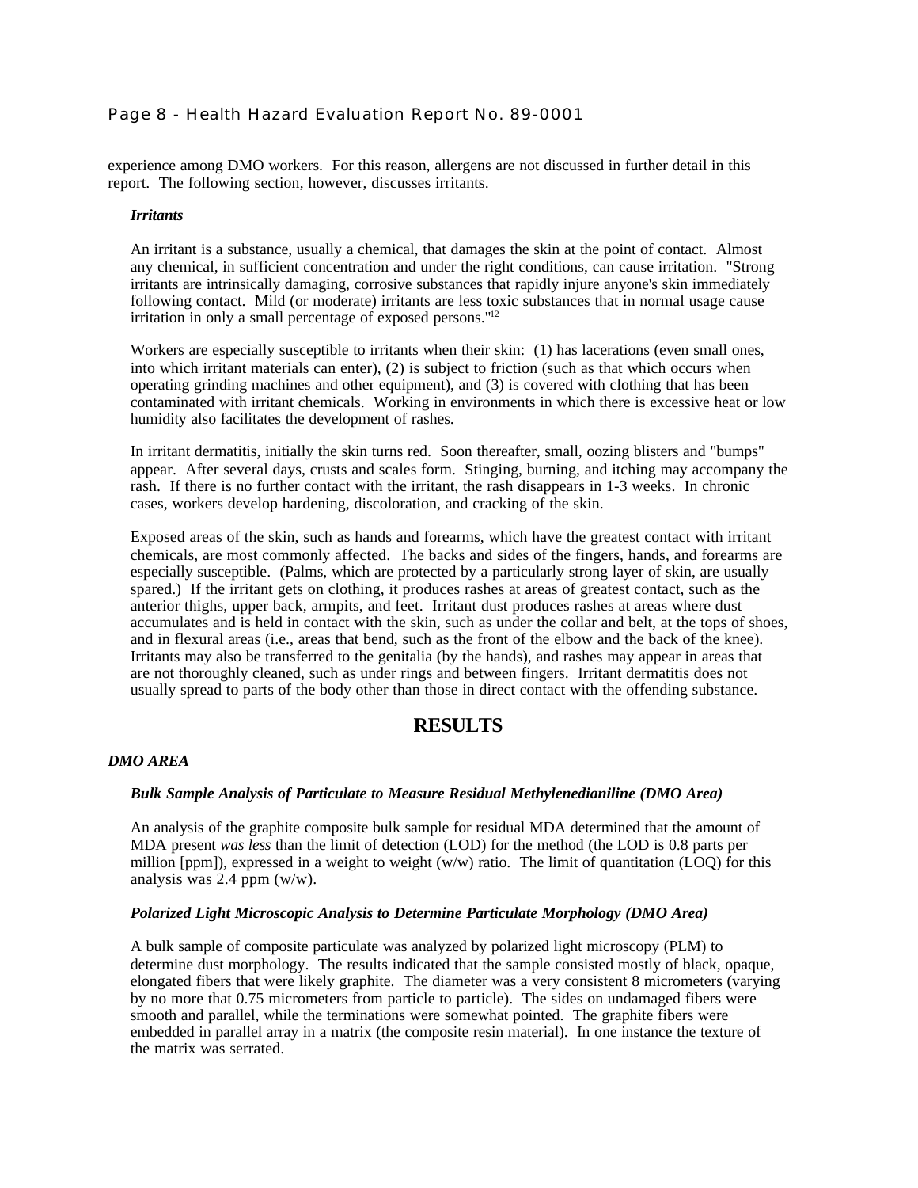experience among DMO workers. For this reason, allergens are not discussed in further detail in this report. The following section, however, discusses irritants.

### *Irritants*

An irritant is a substance, usually a chemical, that damages the skin at the point of contact. Almost any chemical, in sufficient concentration and under the right conditions, can cause irritation. "Strong irritants are intrinsically damaging, corrosive substances that rapidly injure anyone's skin immediately following contact. Mild (or moderate) irritants are less toxic substances that in normal usage cause irritation in only a small percentage of exposed persons."[12]

Workers are especially susceptible to irritants when their skin: (1) has lacerations (even small ones, into which irritant materials can enter), (2) is subject to friction (such as that which occurs when operating grinding machines and other equipment), and (3) is covered with clothing that has been contaminated with irritant chemicals. Working in environments in which there is excessive heat or low humidity also facilitates the development of rashes.

In irritant dermatitis, initially the skin turns red. Soon thereafter, small, oozing blisters and "bumps" appear. After several days, crusts and scales form. Stinging, burning, and itching may accompany the rash. If there is no further contact with the irritant, the rash disappears in 1-3 weeks. In chronic cases, workers develop hardening, discoloration, and cracking of the skin.

Exposed areas of the skin, such as hands and forearms, which have the greatest contact with irritant chemicals, are most commonly affected. The backs and sides of the fingers, hands, and forearms are especially susceptible. (Palms, which are protected by a particularly strong layer of skin, are usually spared.) If the irritant gets on clothing, it produces rashes at areas of greatest contact, such as the anterior thighs, upper back, armpits, and feet. Irritant dust produces rashes at areas where dust accumulates and is held in contact with the skin, such as under the collar and belt, at the tops of shoes, and in flexural areas (i.e., areas that bend, such as the front of the elbow and the back of the knee). Irritants may also be transferred to the genitalia (by the hands), and rashes may appear in areas that are not thoroughly cleaned, such as under rings and between fingers. Irritant dermatitis does not usually spread to parts of the body other than those in direct contact with the offending substance.

# RESULTS

## *DMO AREA*

### *Bulk Sample Analysis of Particulate to Measure Residual Methylenedianiline (DMO Area)*

An analysis of the graphite composite bulk sample for residual MDA determined that the amount of MDA present *was less* than the limit of detection (LOD) for the method (the LOD is 0.8 parts per million [ppm]), expressed in a weight to weight (w/w) ratio. The limit of quantitation (LOQ) for this analysis was 2.4 ppm (w/w).

### *Polarized Light Microscopic Analysis to Determine Particulate Morphology (DMO Area)*

A bulk sample of composite particulate was analyzed by polarized light microscopy (PLM) to determine dust morphology. The results indicated that the sample consisted mostly of black, opaque, elongated fibers that were likely graphite. The diameter was a very consistent 8 micrometers (varying by no more that 0.75 micrometers from particle to particle). The sides on undamaged fibers were smooth and parallel, while the terminations were somewhat pointed. The graphite fibers were embedded in parallel array in a matrix (the composite resin material). In one instance the texture of the matrix was serrated.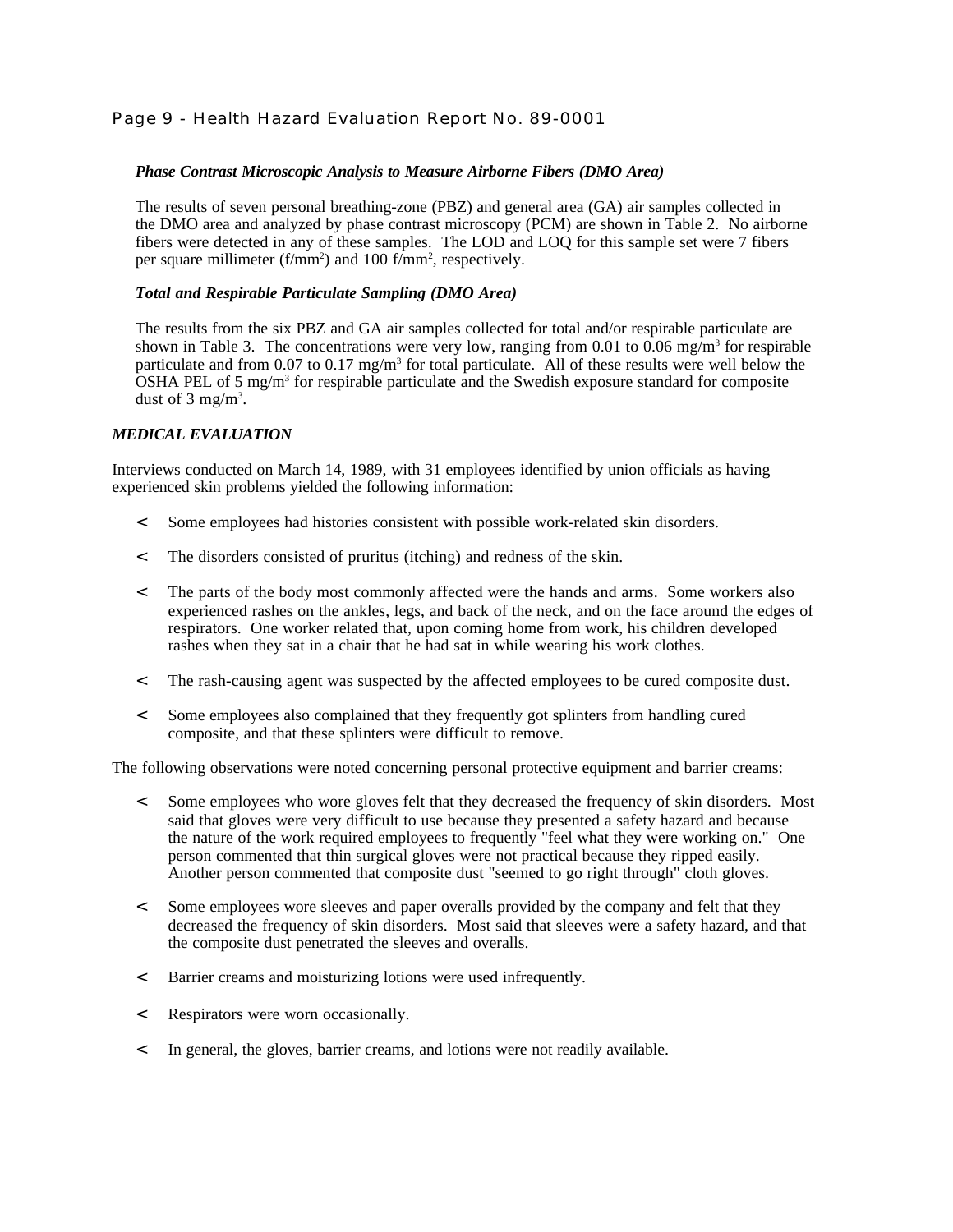### *Phase Contrast Microscopic Analysis to Measure Airborne Fibers (DMO Area)*

The results of seven personal breathing-zone (PBZ) and general area (GA) air samples collected in the DMO area and analyzed by phase contrast microscopy (PCM) are shown in Table 2. No airborne fibers were detected in any of these samples. The LOD and LOQ for this sample set were 7 fibers per square millimeter (f/mm$^2$) and 100 f/mm$^2$, respectively.

### *Total and Respirable Particulate Sampling (DMO Area)*

The results from the six PBZ and GA air samples collected for total and/or respirable particulate are shown in Table 3. The concentrations were very low, ranging from 0.01 to 0.06 mg/m$^3$ for respirable particulate and from 0.07 to 0.17 mg/m$^3$ for total particulate. All of these results were well below the OSHA PEL of 5 mg/m$^3$ for respirable particulate and the Swedish exposure standard for composite dust of 3 mg/m$^3$.

## *MEDICAL EVALUATION*

Interviews conducted on March 14, 1989, with 31 employees identified by union officials as having experienced skin problems yielded the following information:

- Some employees had histories consistent with possible work-related skin disorders.
- The disorders consisted of pruritus (itching) and redness of the skin.
- The parts of the body most commonly affected were the hands and arms. Some workers also experienced rashes on the ankles, legs, and back of the neck, and on the face around the edges of respirators. One worker related that, upon coming home from work, his children developed rashes when they sat in a chair that he had sat in while wearing his work clothes.
- The rash-causing agent was suspected by the affected employees to be cured composite dust.
- Some employees also complained that they frequently got splinters from handling cured composite, and that these splinters were difficult to remove.

The following observations were noted concerning personal protective equipment and barrier creams:

- Some employees who wore gloves felt that they decreased the frequency of skin disorders. Most said that gloves were very difficult to use because they presented a safety hazard and because the nature of the work required employees to frequently "feel what they were working on." One person commented that thin surgical gloves were not practical because they ripped easily. Another person commented that composite dust "seemed to go right through" cloth gloves.
- Some employees wore sleeves and paper overalls provided by the company and felt that they decreased the frequency of skin disorders. Most said that sleeves were a safety hazard, and that the composite dust penetrated the sleeves and overalls.
- Barrier creams and moisturizing lotions were used infrequently.
- Respirators were worn occasionally.
- In general, the gloves, barrier creams, and lotions were not readily available.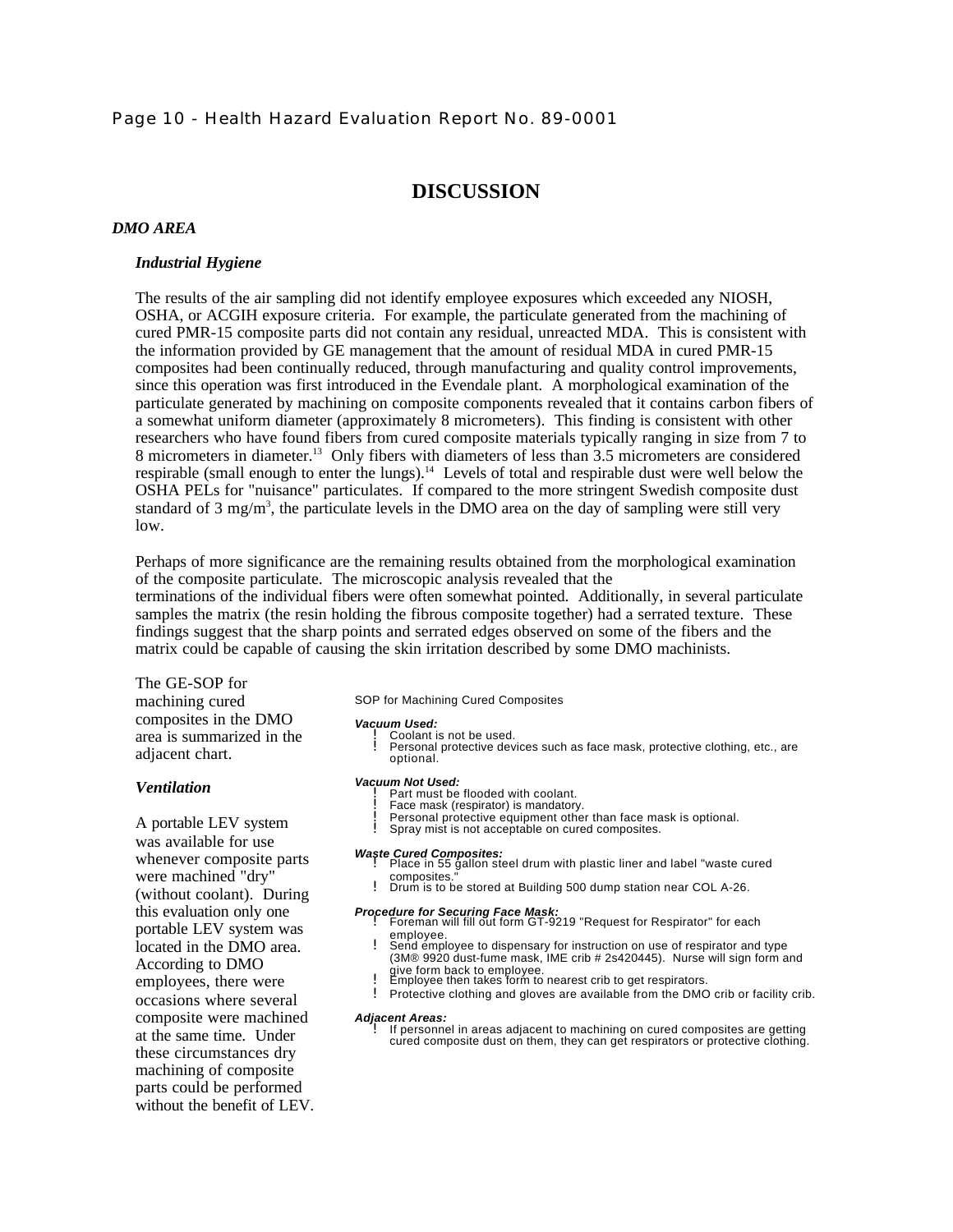# DISCUSSION

## *DMO AREA*

### *Industrial Hygiene*

The results of the air sampling did not identify employee exposures which exceeded any NIOSH, OSHA, or ACGIH exposure criteria. For example, the particulate generated from the machining of cured PMR-15 composite parts did not contain any residual, unreacted MDA. This is consistent with the information provided by GE management that the amount of residual MDA in cured PMR-15 composites had been continually reduced, through manufacturing and quality control improvements, since this operation was first introduced in the Evendale plant. A morphological examination of the particulate generated by machining on composite components revealed that it contains carbon fibers of a somewhat uniform diameter (approximately 8 micrometers). This finding is consistent with other researchers who have found fibers from cured composite materials typically ranging in size from 7 to 8 micrometers in diameter.[13] Only fibers with diameters of less than 3.5 micrometers are considered respirable (small enough to enter the lungs).[14] Levels of total and respirable dust were well below the OSHA PELs for "nuisance" particulates. If compared to the more stringent Swedish composite dust standard of 3 mg/m$^3$, the particulate levels in the DMO area on the day of sampling were still very low.

Perhaps of more significance are the remaining results obtained from the morphological examination of the composite particulate. The microscopic analysis revealed that the terminations of the individual fibers were often somewhat pointed. Additionally, in several particulate samples the matrix (the resin holding the fibrous composite together) had a serrated texture. These findings suggest that the sharp points and serrated edges observed on some of the fibers and the matrix could be capable of causing the skin irritation described by some DMO machinists.

The GE-SOP for machining cured composites in the DMO area is summarized in the adjacent chart.

SOP for Machining Cured Composites

***Vacuum Used:***
- Coolant is not be used.
- Personal protective devices such as face mask, protective clothing, etc., are optional.

***Vacuum Not Used:***
- Part must be flooded with coolant.
- Face mask (respirator) is mandatory.
- Personal protective equipment other than face mask is optional.
- Spray mist is not acceptable on cured composites.

***Waste Cured Composites:***
- Place in 55 gallon steel drum with plastic liner and label "waste cured composites."
- Drum is to be stored at Building 500 dump station near COL A-26.

***Procedure for Securing Face Mask:***
- Foreman will fill out form GT-9219 "Request for Respirator" for each employee.
- Send employee to dispensary for instruction on use of respirator and type (3M® 9920 dust-fume mask, IME crib # 2s420445). Nurse will sign form and give form back to employee.
- Employee then takes form to nearest crib to get respirators.
- Protective clothing and gloves are available from the DMO crib or facility crib.

***Adjacent Areas:***
- If personnel in areas adjacent to machining on cured composites are getting cured composite dust on them, they can get respirators or protective clothing.

### *Ventilation*

A portable LEV system was available for use whenever composite parts were machined "dry" (without coolant). During this evaluation only one portable LEV system was located in the DMO area. According to DMO employees, there were occasions where several composite were machined at the same time. Under these circumstances dry machining of composite parts could be performed without the benefit of LEV.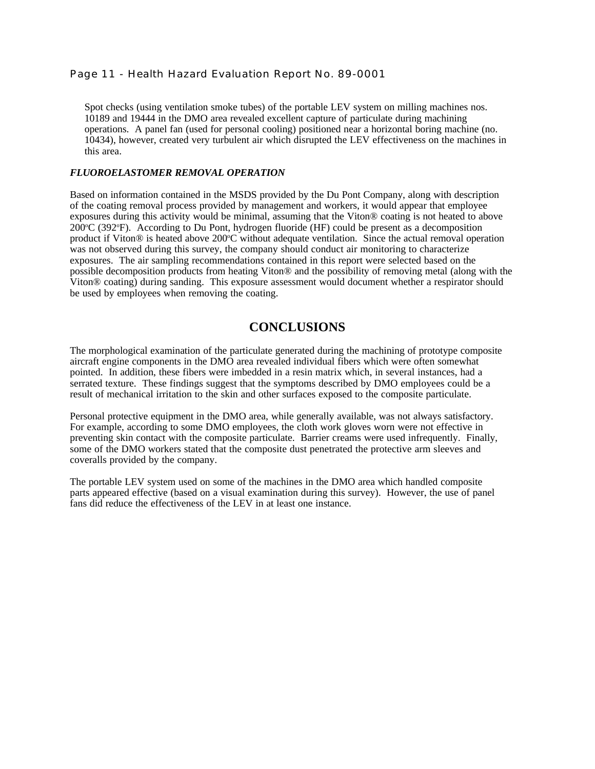Spot checks (using ventilation smoke tubes) of the portable LEV system on milling machines nos. 10189 and 19444 in the DMO area revealed excellent capture of particulate during machining operations. A panel fan (used for personal cooling) positioned near a horizontal boring machine (no. 10434), however, created very turbulent air which disrupted the LEV effectiveness on the machines in this area.

***FLUOROELASTOMER REMOVAL OPERATION***

Based on information contained in the MSDS provided by the Du Pont Company, along with description of the coating removal process provided by management and workers, it would appear that employee exposures during this activity would be minimal, assuming that the Viton® coating is not heated to above 200°C (392°F). According to Du Pont, hydrogen fluoride (HF) could be present as a decomposition product if Viton® is heated above 200°C without adequate ventilation. Since the actual removal operation was not observed during this survey, the company should conduct air monitoring to characterize exposures. The air sampling recommendations contained in this report were selected based on the possible decomposition products from heating Viton® and the possibility of removing metal (along with the Viton® coating) during sanding. This exposure assessment would document whether a respirator should be used by employees when removing the coating.

# CONCLUSIONS

The morphological examination of the particulate generated during the machining of prototype composite aircraft engine components in the DMO area revealed individual fibers which were often somewhat pointed. In addition, these fibers were imbedded in a resin matrix which, in several instances, had a serrated texture. These findings suggest that the symptoms described by DMO employees could be a result of mechanical irritation to the skin and other surfaces exposed to the composite particulate.

Personal protective equipment in the DMO area, while generally available, was not always satisfactory. For example, according to some DMO employees, the cloth work gloves worn were not effective in preventing skin contact with the composite particulate. Barrier creams were used infrequently. Finally, some of the DMO workers stated that the composite dust penetrated the protective arm sleeves and coveralls provided by the company.

The portable LEV system used on some of the machines in the DMO area which handled composite parts appeared effective (based on a visual examination during this survey). However, the use of panel fans did reduce the effectiveness of the LEV in at least one instance.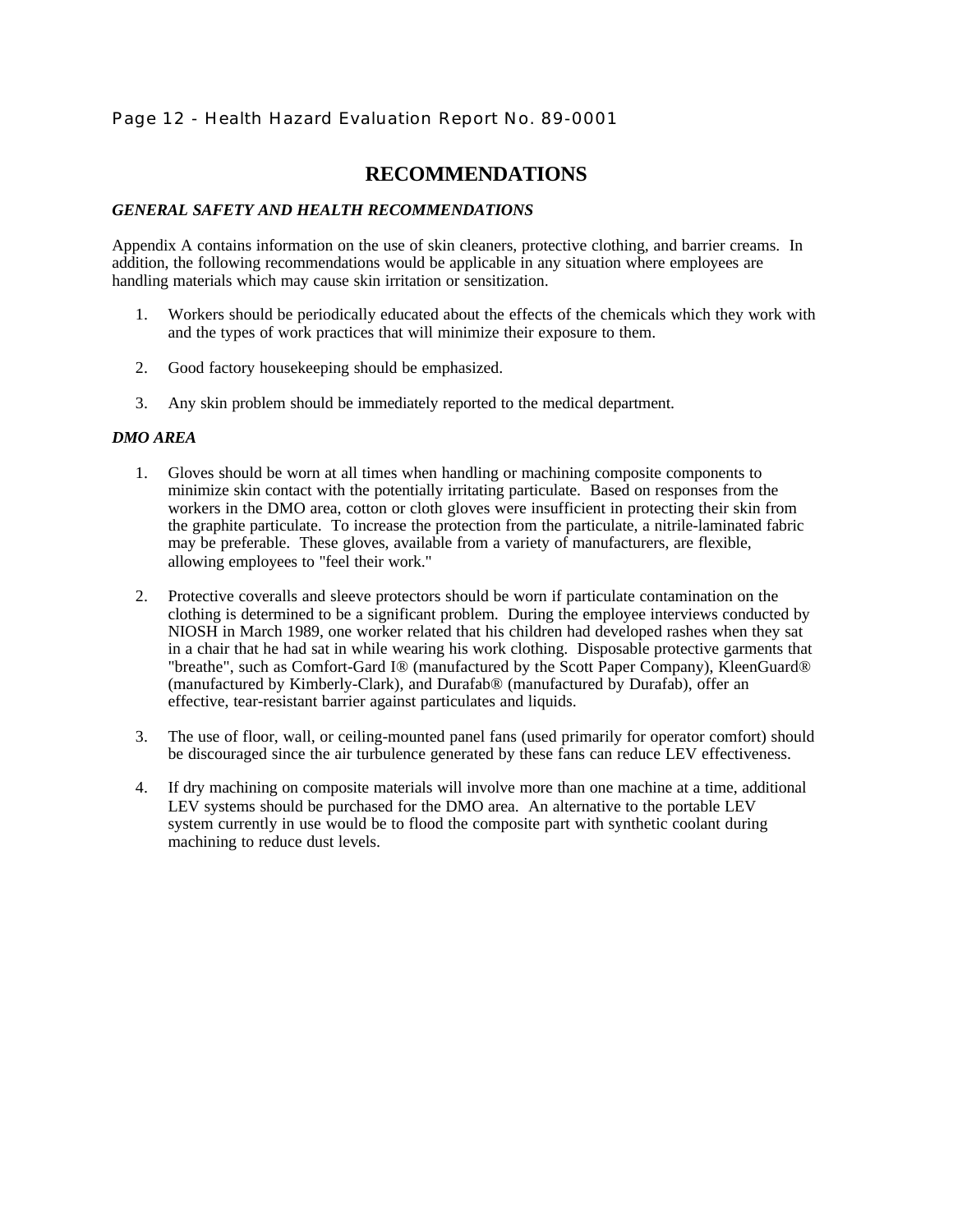# RECOMMENDATIONS

***GENERAL SAFETY AND HEALTH RECOMMENDATIONS***

Appendix A contains information on the use of skin cleaners, protective clothing, and barrier creams. In addition, the following recommendations would be applicable in any situation where employees are handling materials which may cause skin irritation or sensitization.

1. Workers should be periodically educated about the effects of the chemicals which they work with and the types of work practices that will minimize their exposure to them.

2. Good factory housekeeping should be emphasized.

3. Any skin problem should be immediately reported to the medical department.

***DMO AREA***

1. Gloves should be worn at all times when handling or machining composite components to minimize skin contact with the potentially irritating particulate. Based on responses from the workers in the DMO area, cotton or cloth gloves were insufficient in protecting their skin from the graphite particulate. To increase the protection from the particulate, a nitrile-laminated fabric may be preferable. These gloves, available from a variety of manufacturers, are flexible, allowing employees to "feel their work."

2. Protective coveralls and sleeve protectors should be worn if particulate contamination on the clothing is determined to be a significant problem. During the employee interviews conducted by NIOSH in March 1989, one worker related that his children had developed rashes when they sat in a chair that he had sat in while wearing his work clothing. Disposable protective garments that "breathe", such as Comfort-Gard I® (manufactured by the Scott Paper Company), KleenGuard® (manufactured by Kimberly-Clark), and Durafab® (manufactured by Durafab), offer an effective, tear-resistant barrier against particulates and liquids.

3. The use of floor, wall, or ceiling-mounted panel fans (used primarily for operator comfort) should be discouraged since the air turbulence generated by these fans can reduce LEV effectiveness.

4. If dry machining on composite materials will involve more than one machine at a time, additional LEV systems should be purchased for the DMO area. An alternative to the portable LEV system currently in use would be to flood the composite part with synthetic coolant during machining to reduce dust levels.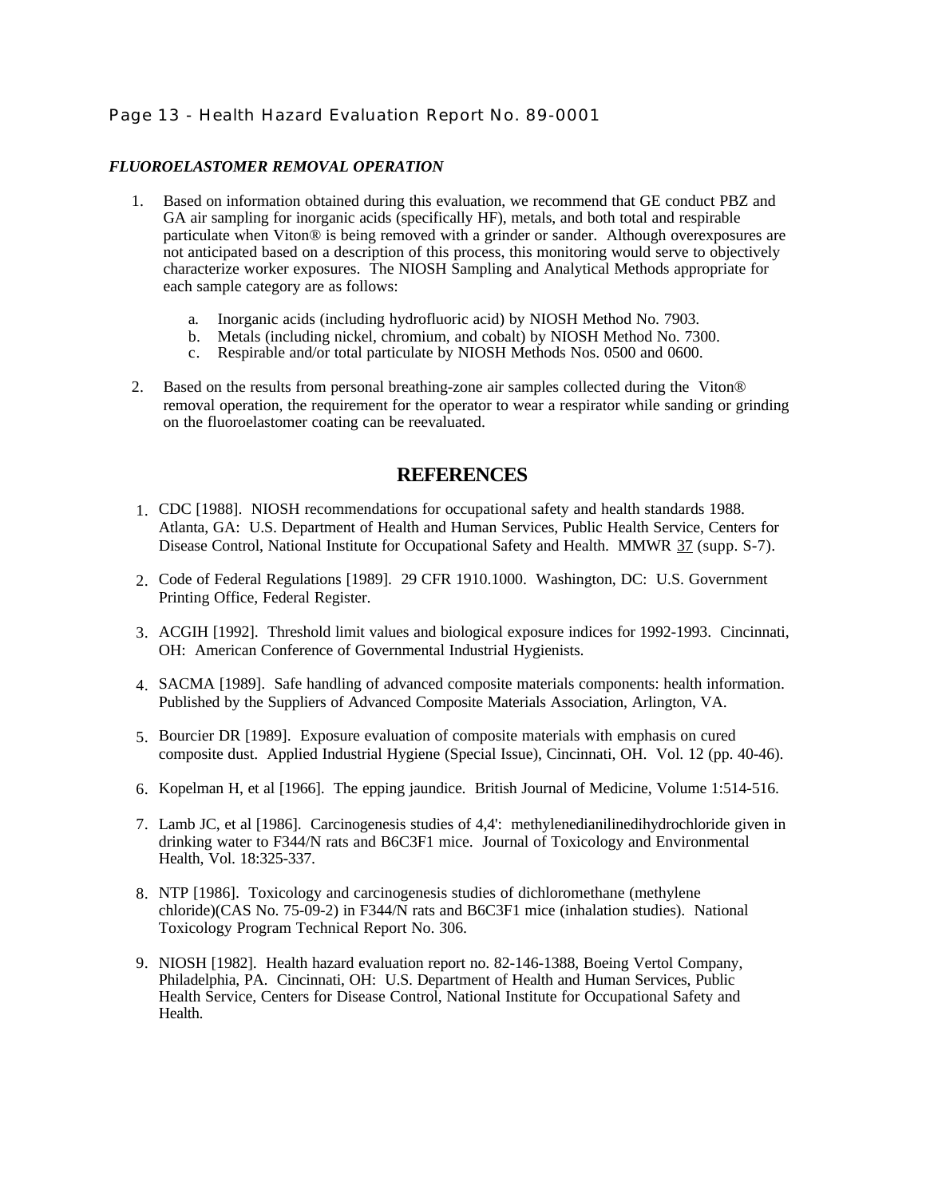### *FLUOROELASTOMER REMOVAL OPERATION*

1. Based on information obtained during this evaluation, we recommend that GE conduct PBZ and GA air sampling for inorganic acids (specifically HF), metals, and both total and respirable particulate when Viton® is being removed with a grinder or sander. Although overexposures are not anticipated based on a description of this process, this monitoring would serve to objectively characterize worker exposures. The NIOSH Sampling and Analytical Methods appropriate for each sample category are as follows:

   a. Inorganic acids (including hydrofluoric acid) by NIOSH Method No. 7903.
   b. Metals (including nickel, chromium, and cobalt) by NIOSH Method No. 7300.
   c. Respirable and/or total particulate by NIOSH Methods Nos. 0500 and 0600.

2. Based on the results from personal breathing-zone air samples collected during the Viton® removal operation, the requirement for the operator to wear a respirator while sanding or grinding on the fluoroelastomer coating can be reevaluated.

## REFERENCES

1. CDC [1988]. NIOSH recommendations for occupational safety and health standards 1988. Atlanta, GA: U.S. Department of Health and Human Services, Public Health Service, Centers for Disease Control, National Institute for Occupational Safety and Health. MMWR 37 (supp. S-7).

2. Code of Federal Regulations [1989]. 29 CFR 1910.1000. Washington, DC: U.S. Government Printing Office, Federal Register.

3. ACGIH [1992]. Threshold limit values and biological exposure indices for 1992-1993. Cincinnati, OH: American Conference of Governmental Industrial Hygienists.

4. SACMA [1989]. Safe handling of advanced composite materials components: health information. Published by the Suppliers of Advanced Composite Materials Association, Arlington, VA.

5. Bourcier DR [1989]. Exposure evaluation of composite materials with emphasis on cured composite dust. Applied Industrial Hygiene (Special Issue), Cincinnati, OH. Vol. 12 (pp. 40-46).

6. Kopelman H, et al [1966]. The epping jaundice. British Journal of Medicine, Volume 1:514-516.

7. Lamb JC, et al [1986]. Carcinogenesis studies of 4,4': methylenedianilinedihydrochloride given in drinking water to F344/N rats and B6C3F1 mice. Journal of Toxicology and Environmental Health, Vol. 18:325-337.

8. NTP [1986]. Toxicology and carcinogenesis studies of dichloromethane (methylene chloride)(CAS No. 75-09-2) in F344/N rats and B6C3F1 mice (inhalation studies). National Toxicology Program Technical Report No. 306.

9. NIOSH [1982]. Health hazard evaluation report no. 82-146-1388, Boeing Vertol Company, Philadelphia, PA. Cincinnati, OH: U.S. Department of Health and Human Services, Public Health Service, Centers for Disease Control, National Institute for Occupational Safety and Health.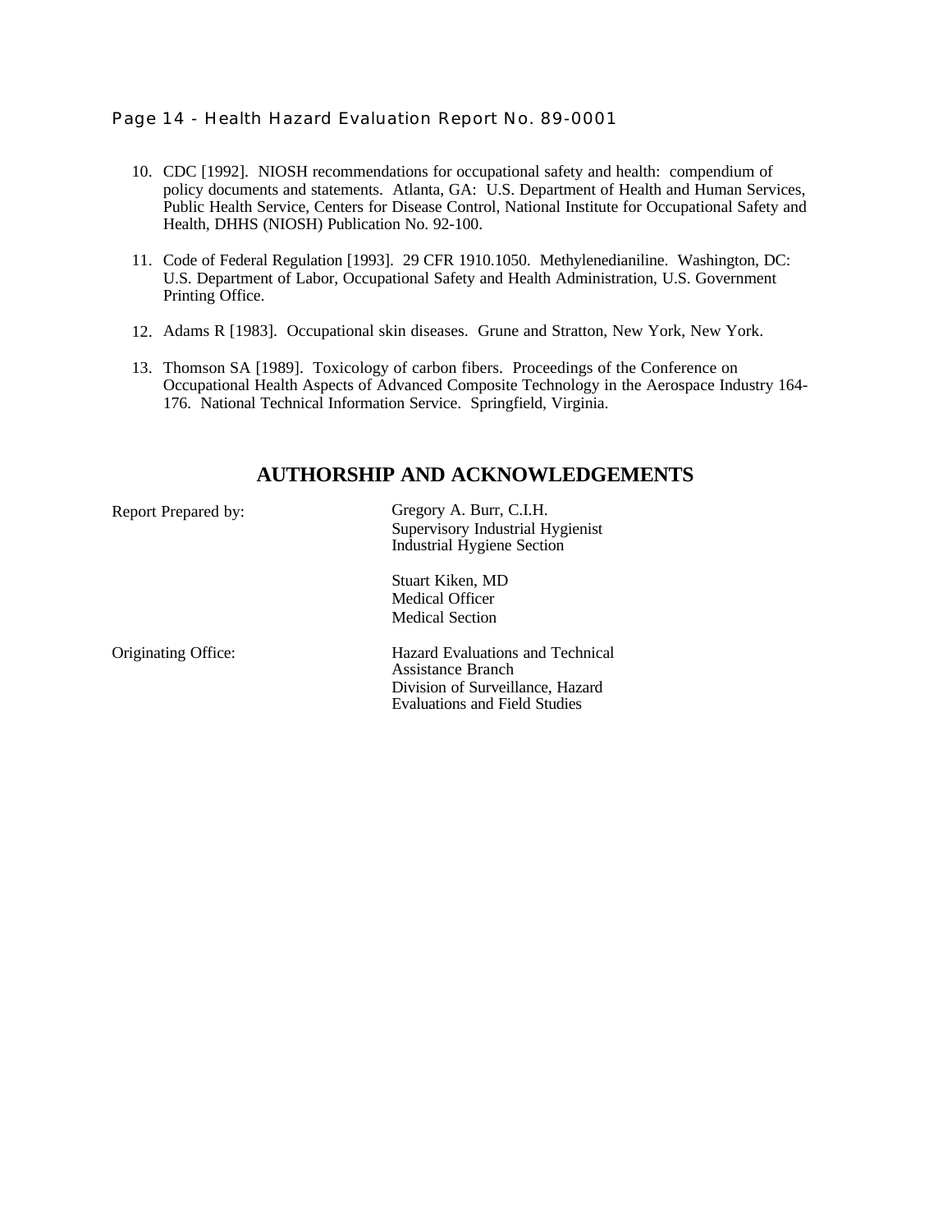10. CDC [1992]. NIOSH recommendations for occupational safety and health: compendium of policy documents and statements. Atlanta, GA: U.S. Department of Health and Human Services, Public Health Service, Centers for Disease Control, National Institute for Occupational Safety and Health, DHHS (NIOSH) Publication No. 92-100.

11. Code of Federal Regulation [1993]. 29 CFR 1910.1050. Methylenedianiline. Washington, DC: U.S. Department of Labor, Occupational Safety and Health Administration, U.S. Government Printing Office.

12. Adams R [1983]. Occupational skin diseases. Grune and Stratton, New York, New York.

13. Thomson SA [1989]. Toxicology of carbon fibers. Proceedings of the Conference on Occupational Health Aspects of Advanced Composite Technology in the Aerospace Industry 164-176. National Technical Information Service. Springfield, Virginia.

## AUTHORSHIP AND ACKNOWLEDGEMENTS

| | |
|---|---|
| Report Prepared by: | Gregory A. Burr, C.I.H.<br>Supervisory Industrial Hygienist<br>Industrial Hygiene Section |
| | Stuart Kiken, MD<br>Medical Officer<br>Medical Section |
| Originating Office: | Hazard Evaluations and Technical Assistance Branch<br>Division of Surveillance, Hazard Evaluations and Field Studies |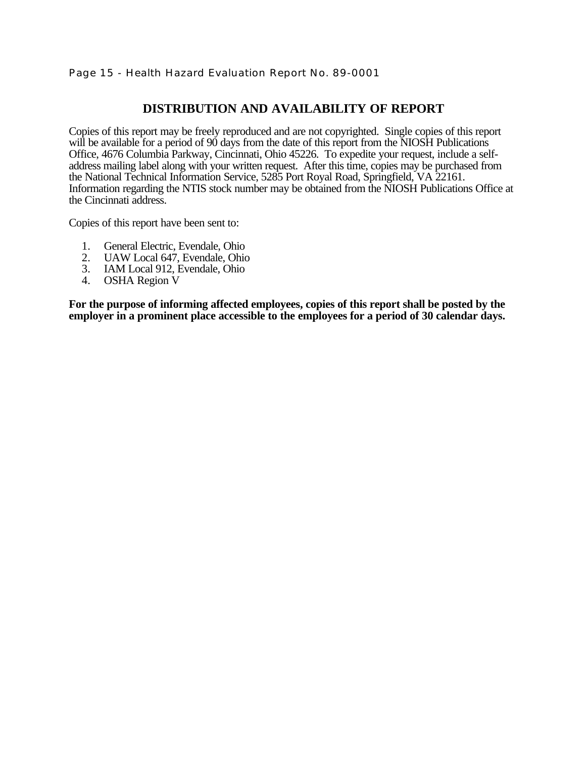## DISTRIBUTION AND AVAILABILITY OF REPORT

Copies of this report may be freely reproduced and are not copyrighted. Single copies of this report will be available for a period of 90 days from the date of this report from the NIOSH Publications Office, 4676 Columbia Parkway, Cincinnati, Ohio 45226. To expedite your request, include a self-address mailing label along with your written request. After this time, copies may be purchased from the National Technical Information Service, 5285 Port Royal Road, Springfield, VA 22161. Information regarding the NTIS stock number may be obtained from the NIOSH Publications Office at the Cincinnati address.

Copies of this report have been sent to:

1. General Electric, Evendale, Ohio
2. UAW Local 647, Evendale, Ohio
3. IAM Local 912, Evendale, Ohio
4. OSHA Region V

**For the purpose of informing affected employees, copies of this report shall be posted by the employer in a prominent place accessible to the employees for a period of 30 calendar days.**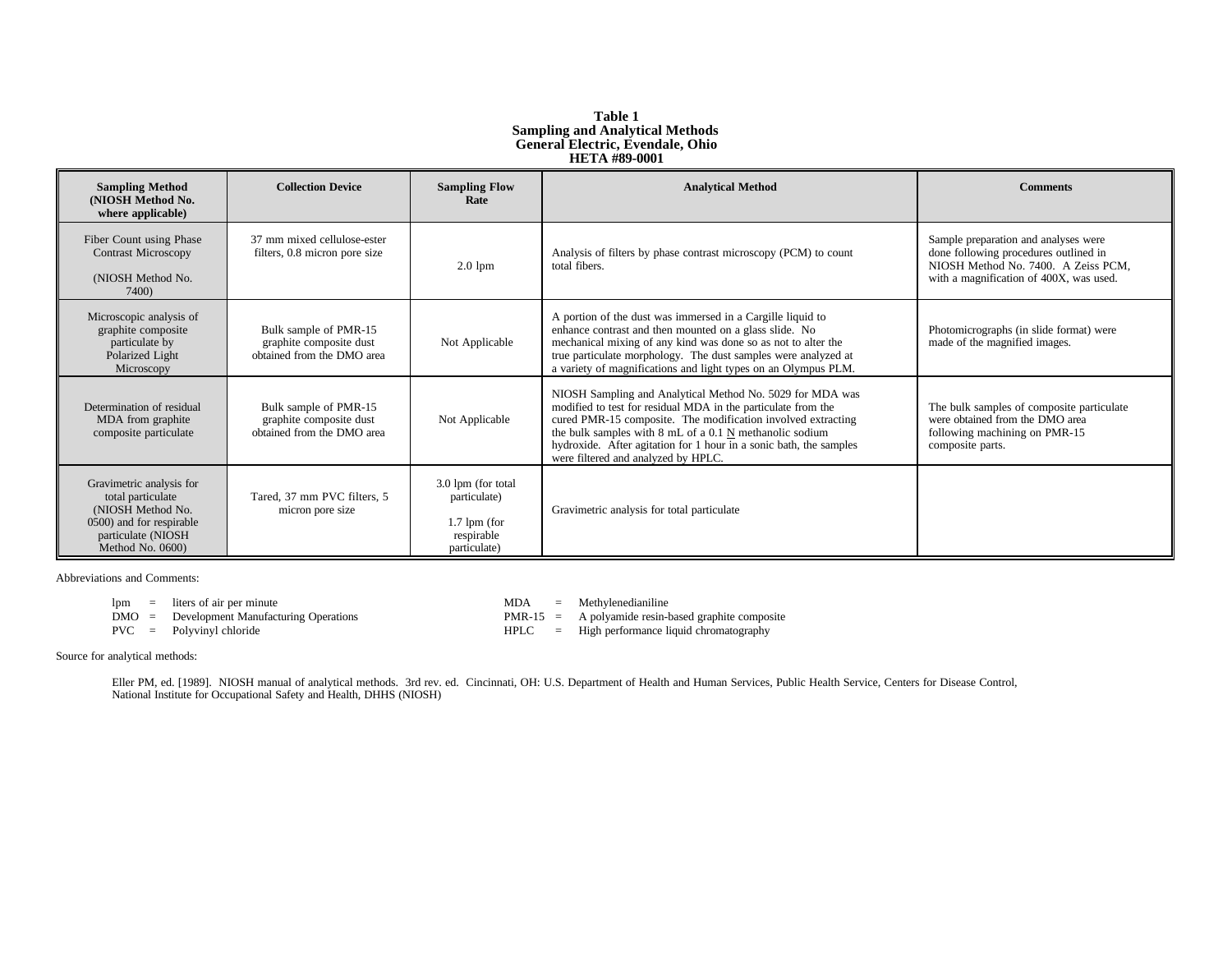**Table 1**
**Sampling and Analytical Methods**
**General Electric, Evendale, Ohio**
**HETA #89-0001**

| Sampling Method (NIOSH Method No. where applicable) | Collection Device | Sampling Flow Rate | Analytical Method | Comments |
|---|---|---|---|---|
| Fiber Count using Phase Contrast Microscopy (NIOSH Method No. 7400) | 37 mm mixed cellulose-ester filters, 0.8 micron pore size | 2.0 lpm | Analysis of filters by phase contrast microscopy (PCM) to count total fibers. | Sample preparation and analyses were done following procedures outlined in NIOSH Method No. 7400. A Zeiss PCM, with a magnification of 400X, was used. |
| Microscopic analysis of graphite composite particulate by Polarized Light Microscopy | Bulk sample of PMR-15 graphite composite dust obtained from the DMO area | Not Applicable | A portion of the dust was immersed in a Cargille liquid to enhance contrast and then mounted on a glass slide. No mechanical mixing of any kind was done so as not to alter the true particulate morphology. The dust samples were analyzed at a variety of magnifications and light types on an Olympus PLM. | Photomicrographs (in slide format) were made of the magnified images. |
| Determination of residual MDA from graphite composite particulate | Bulk sample of PMR-15 graphite composite dust obtained from the DMO area | Not Applicable | NIOSH Sampling and Analytical Method No. 5029 for MDA was modified to test for residual MDA in the particulate from the cured PMR-15 composite. The modification involved extracting the bulk samples with 8 mL of a 0.1 N methanolic sodium hydroxide. After agitation for 1 hour in a sonic bath, the samples were filtered and analyzed by HPLC. | The bulk samples of composite particulate were obtained from the DMO area following machining on PMR-15 composite parts. |
| Gravimetric analysis for total particulate (NIOSH Method No. 0500) and for respirable particulate (NIOSH Method No. 0600) | Tared, 37 mm PVC filters, 5 micron pore size | 3.0 lpm (for total particulate) 1.7 lpm (for respirable particulate) | Gravimetric analysis for total particulate | |

Abbreviations and Comments:

lpm = liters of air per minute
DMO = Development Manufacturing Operations
PVC = Polyvinyl chloride
MDA = Methylenedianiline
PMR-15 = A polyamide resin-based graphite composite
HPLC = High performance liquid chromatography

Source for analytical methods:

Eller PM, ed. [1989]. NIOSH manual of analytical methods. 3rd rev. ed. Cincinnati, OH: U.S. Department of Health and Human Services, Public Health Service, Centers for Disease Control, National Institute for Occupational Safety and Health, DHHS (NIOSH)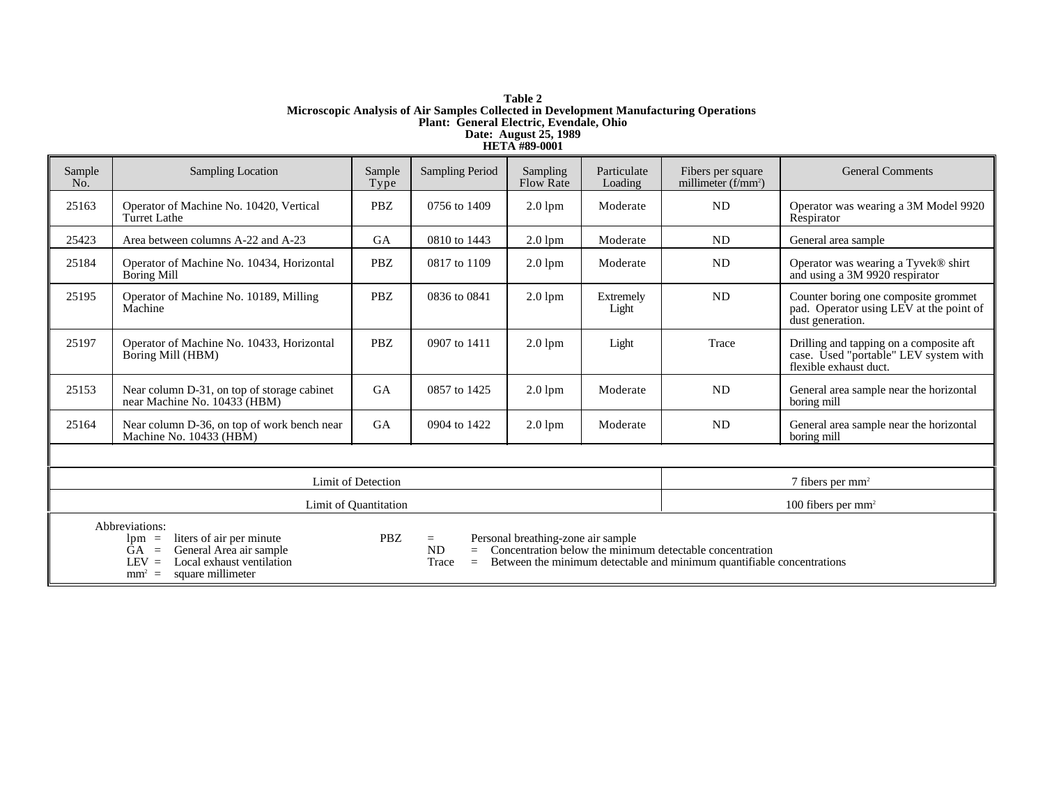**Table 2**
**Microscopic Analysis of Air Samples Collected in Development Manufacturing Operations**
**Plant: General Electric, Evendale, Ohio**
**Date: August 25, 1989**
**HETA #89-0001**

| Sample No. | Sampling Location | Sample Type | Sampling Period | Sampling Flow Rate | Particulate Loading | Fibers per square millimeter (f/mm²) | General Comments |
|---|---|---|---|---|---|---|---|
| 25163 | Operator of Machine No. 10420, Vertical Turret Lathe | PBZ | 0756 to 1409 | 2.0 lpm | Moderate | ND | Operator was wearing a 3M Model 9920 Respirator |
| 25423 | Area between columns A-22 and A-23 | GA | 0810 to 1443 | 2.0 lpm | Moderate | ND | General area sample |
| 25184 | Operator of Machine No. 10434, Horizontal Boring Mill | PBZ | 0817 to 1109 | 2.0 lpm | Moderate | ND | Operator was wearing a Tyvek® shirt and using a 3M 9920 respirator |
| 25195 | Operator of Machine No. 10189, Milling Machine | PBZ | 0836 to 0841 | 2.0 lpm | Extremely Light | ND | Counter boring one composite grommet pad. Operator using LEV at the point of dust generation. |
| 25197 | Operator of Machine No. 10433, Horizontal Boring Mill (HBM) | PBZ | 0907 to 1411 | 2.0 lpm | Light | Trace | Drilling and tapping on a composite aft case. Used "portable" LEV system with flexible exhaust duct. |
| 25153 | Near column D-31, on top of storage cabinet near Machine No. 10433 (HBM) | GA | 0857 to 1425 | 2.0 lpm | Moderate | ND | General area sample near the horizontal boring mill |
| 25164 | Near column D-36, on top of work bench near Machine No. 10433 (HBM) | GA | 0904 to 1422 | 2.0 lpm | Moderate | ND | General area sample near the horizontal boring mill |

| Limit of Detection | 7 fibers per mm² |
|---|---|
| Limit of Quantitation | 100 fibers per mm² |

Abbreviations:
- lpm = liters of air per minute
- GA = General Area air sample
- LEV = Local exhaust ventilation
- mm² = square millimeter
- PBZ = Personal breathing-zone air sample
- ND = Concentration below the minimum detectable concentration
- Trace = Between the minimum detectable and minimum quantifiable concentrations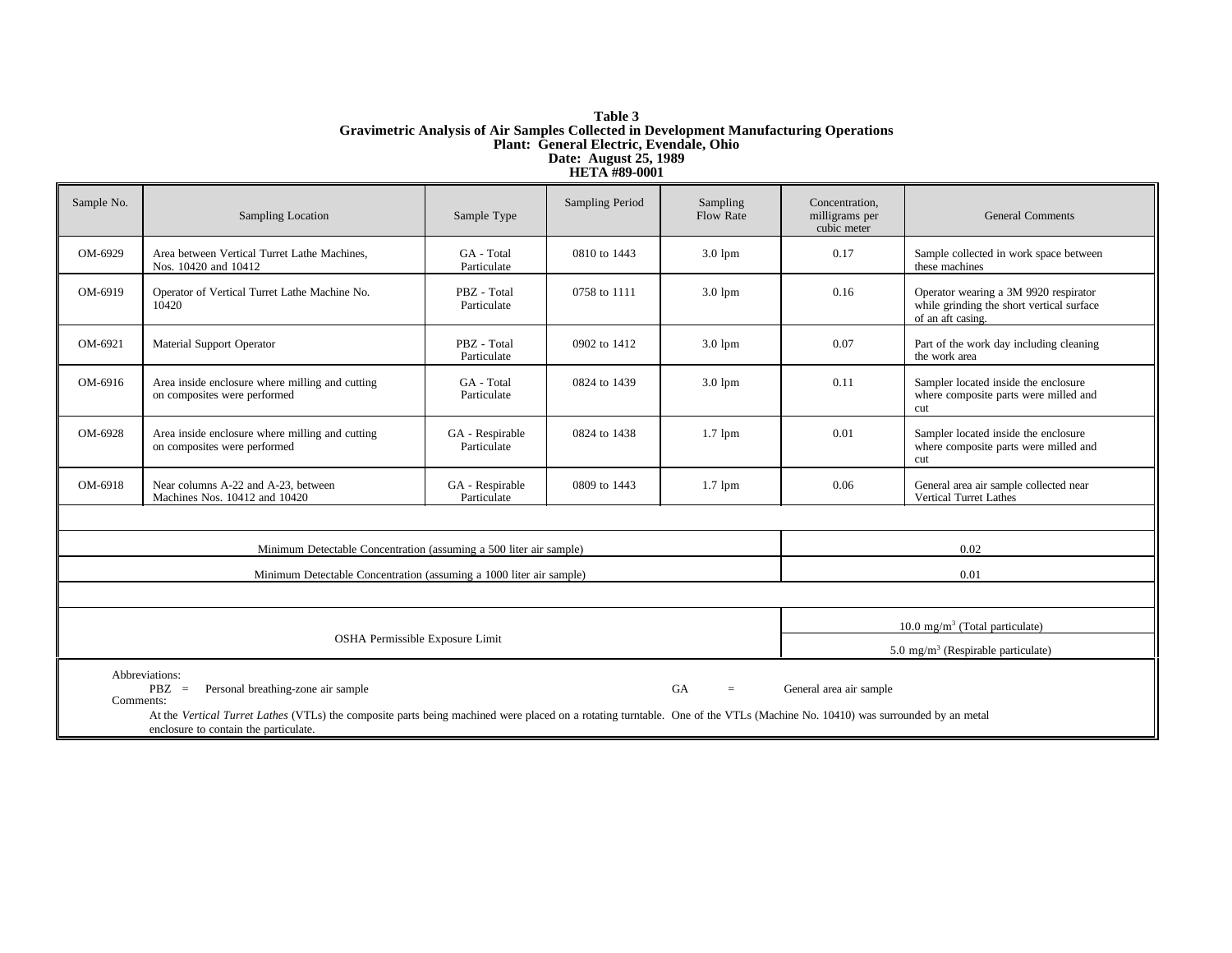**Table 3**
**Gravimetric Analysis of Air Samples Collected in Development Manufacturing Operations**
**Plant: General Electric, Evendale, Ohio**
**Date: August 25, 1989**
**HETA #89-0001**

| Sample No. | Sampling Location | Sample Type | Sampling Period | Sampling Flow Rate | Concentration, milligrams per cubic meter | General Comments |
|---|---|---|---|---|---|---|
| OM-6929 | Area between Vertical Turret Lathe Machines, Nos. 10420 and 10412 | GA - Total Particulate | 0810 to 1443 | 3.0 lpm | 0.17 | Sample collected in work space between these machines |
| OM-6919 | Operator of Vertical Turret Lathe Machine No. 10420 | PBZ - Total Particulate | 0758 to 1111 | 3.0 lpm | 0.16 | Operator wearing a 3M 9920 respirator while grinding the short vertical surface of an aft casing. |
| OM-6921 | Material Support Operator | PBZ - Total Particulate | 0902 to 1412 | 3.0 lpm | 0.07 | Part of the work day including cleaning the work area |
| OM-6916 | Area inside enclosure where milling and cutting on composites were performed | GA - Total Particulate | 0824 to 1439 | 3.0 lpm | 0.11 | Sampler located inside the enclosure where composite parts were milled and cut |
| OM-6928 | Area inside enclosure where milling and cutting on composites were performed | GA - Respirable Particulate | 0824 to 1438 | 1.7 lpm | 0.01 | Sampler located inside the enclosure where composite parts were milled and cut |
| OM-6918 | Near columns A-22 and A-23, between Machines Nos. 10412 and 10420 | GA - Respirable Particulate | 0809 to 1443 | 1.7 lpm | 0.06 | General area air sample collected near Vertical Turret Lathes |
| | | | | | | |
| Minimum Detectable Concentration (assuming a 500 liter air sample) | | | | | 0.02 | |
| Minimum Detectable Concentration (assuming a 1000 liter air sample) | | | | | 0.01 | |
| | | | | | | |
| OSHA Permissible Exposure Limit | | | | | 10.0 mg/m$^3$ (Total particulate) | |
| | | | | | 5.0 mg/m$^3$ (Respirable particulate) | |

Abbreviations:
PBZ = Personal breathing-zone air sample GA = General area air sample

Comments:
At the *Vertical Turret Lathes* (VTLs) the composite parts being machined were placed on a rotating turntable. One of the VTLs (Machine No. 10410) was surrounded by an metal enclosure to contain the particulate.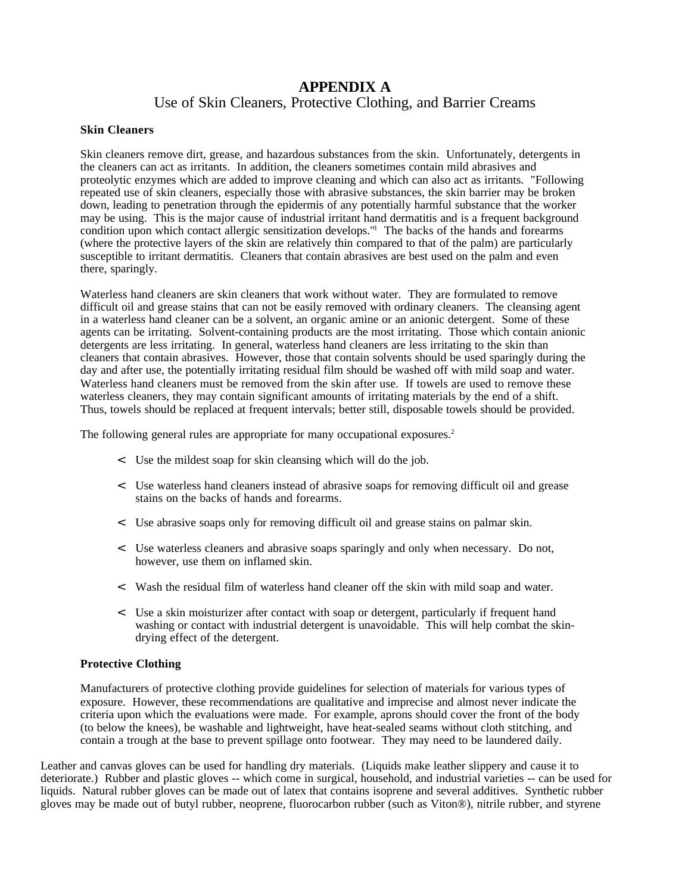# APPENDIX A

## Use of Skin Cleaners, Protective Clothing, and Barrier Creams

### Skin Cleaners

Skin cleaners remove dirt, grease, and hazardous substances from the skin. Unfortunately, detergents in the cleaners can act as irritants. In addition, the cleaners sometimes contain mild abrasives and proteolytic enzymes which are added to improve cleaning and which can also act as irritants. "Following repeated use of skin cleaners, especially those with abrasive substances, the skin barrier may be broken down, leading to penetration through the epidermis of any potentially harmful substance that the worker may be using. This is the major cause of industrial irritant hand dermatitis and is a frequent background condition upon which contact allergic sensitization develops."[1] The backs of the hands and forearms (where the protective layers of the skin are relatively thin compared to that of the palm) are particularly susceptible to irritant dermatitis. Cleaners that contain abrasives are best used on the palm and even there, sparingly.

Waterless hand cleaners are skin cleaners that work without water. They are formulated to remove difficult oil and grease stains that can not be easily removed with ordinary cleaners. The cleansing agent in a waterless hand cleaner can be a solvent, an organic amine or an anionic detergent. Some of these agents can be irritating. Solvent-containing products are the most irritating. Those which contain anionic detergents are less irritating. In general, waterless hand cleaners are less irritating to the skin than cleaners that contain abrasives. However, those that contain solvents should be used sparingly during the day and after use, the potentially irritating residual film should be washed off with mild soap and water. Waterless hand cleaners must be removed from the skin after use. If towels are used to remove these waterless cleaners, they may contain significant amounts of irritating materials by the end of a shift. Thus, towels should be replaced at frequent intervals; better still, disposable towels should be provided.

The following general rules are appropriate for many occupational exposures.[2]

- Use the mildest soap for skin cleansing which will do the job.
- Use waterless hand cleaners instead of abrasive soaps for removing difficult oil and grease stains on the backs of hands and forearms.
- Use abrasive soaps only for removing difficult oil and grease stains on palmar skin.
- Use waterless cleaners and abrasive soaps sparingly and only when necessary. Do not, however, use them on inflamed skin.
- Wash the residual film of waterless hand cleaner off the skin with mild soap and water.
- Use a skin moisturizer after contact with soap or detergent, particularly if frequent hand washing or contact with industrial detergent is unavoidable. This will help combat the skin-drying effect of the detergent.

### Protective Clothing

Manufacturers of protective clothing provide guidelines for selection of materials for various types of exposure. However, these recommendations are qualitative and imprecise and almost never indicate the criteria upon which the evaluations were made. For example, aprons should cover the front of the body (to below the knees), be washable and lightweight, have heat-sealed seams without cloth stitching, and contain a trough at the base to prevent spillage onto footwear. They may need to be laundered daily.

Leather and canvas gloves can be used for handling dry materials. (Liquids make leather slippery and cause it to deteriorate.) Rubber and plastic gloves -- which come in surgical, household, and industrial varieties -- can be used for liquids. Natural rubber gloves can be made out of latex that contains isoprene and several additives. Synthetic rubber gloves may be made out of butyl rubber, neoprene, fluorocarbon rubber (such as Viton®), nitrile rubber, and styrene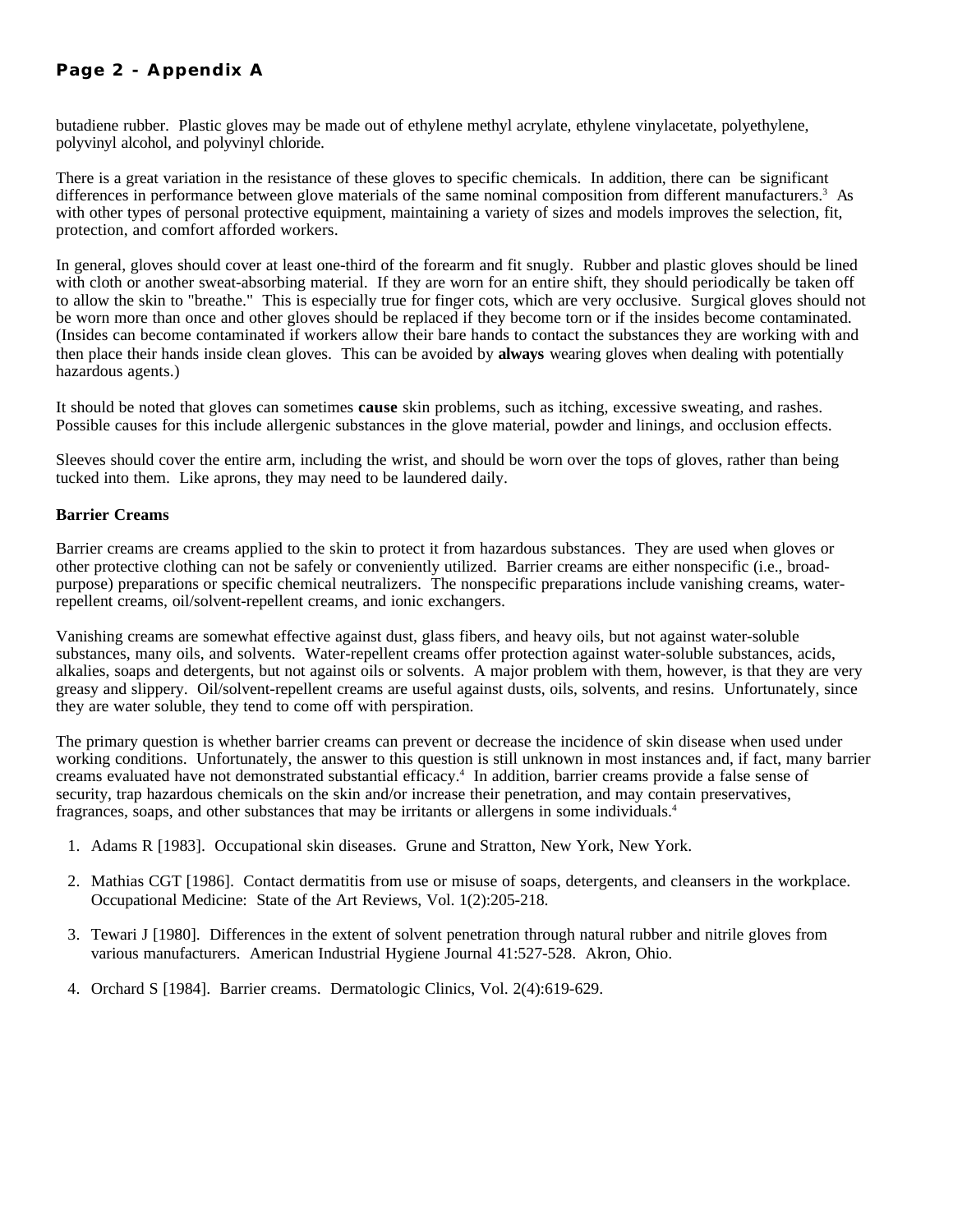butadiene rubber. Plastic gloves may be made out of ethylene methyl acrylate, ethylene vinylacetate, polyethylene, polyvinyl alcohol, and polyvinyl chloride.

There is a great variation in the resistance of these gloves to specific chemicals. In addition, there can be significant differences in performance between glove materials of the same nominal composition from different manufacturers.[3] As with other types of personal protective equipment, maintaining a variety of sizes and models improves the selection, fit, protection, and comfort afforded workers.

In general, gloves should cover at least one-third of the forearm and fit snugly. Rubber and plastic gloves should be lined with cloth or another sweat-absorbing material. If they are worn for an entire shift, they should periodically be taken off to allow the skin to "breathe." This is especially true for finger cots, which are very occlusive. Surgical gloves should not be worn more than once and other gloves should be replaced if they become torn or if the insides become contaminated. (Insides can become contaminated if workers allow their bare hands to contact the substances they are working with and then place their hands inside clean gloves. This can be avoided by **always** wearing gloves when dealing with potentially hazardous agents.)

It should be noted that gloves can sometimes **cause** skin problems, such as itching, excessive sweating, and rashes. Possible causes for this include allergenic substances in the glove material, powder and linings, and occlusion effects.

Sleeves should cover the entire arm, including the wrist, and should be worn over the tops of gloves, rather than being tucked into them. Like aprons, they may need to be laundered daily.

**Barrier Creams**

Barrier creams are creams applied to the skin to protect it from hazardous substances. They are used when gloves or other protective clothing can not be safely or conveniently utilized. Barrier creams are either nonspecific (i.e., broad-purpose) preparations or specific chemical neutralizers. The nonspecific preparations include vanishing creams, water-repellent creams, oil/solvent-repellent creams, and ionic exchangers.

Vanishing creams are somewhat effective against dust, glass fibers, and heavy oils, but not against water-soluble substances, many oils, and solvents. Water-repellent creams offer protection against water-soluble substances, acids, alkalies, soaps and detergents, but not against oils or solvents. A major problem with them, however, is that they are very greasy and slippery. Oil/solvent-repellent creams are useful against dusts, oils, solvents, and resins. Unfortunately, since they are water soluble, they tend to come off with perspiration.

The primary question is whether barrier creams can prevent or decrease the incidence of skin disease when used under working conditions. Unfortunately, the answer to this question is still unknown in most instances and, if fact, many barrier creams evaluated have not demonstrated substantial efficacy.[4] In addition, barrier creams provide a false sense of security, trap hazardous chemicals on the skin and/or increase their penetration, and may contain preservatives, fragrances, soaps, and other substances that may be irritants or allergens in some individuals.[4]

1. Adams R [1983]. Occupational skin diseases. Grune and Stratton, New York, New York.

2. Mathias CGT [1986]. Contact dermatitis from use or misuse of soaps, detergents, and cleansers in the workplace. Occupational Medicine: State of the Art Reviews, Vol. 1(2):205-218.

3. Tewari J [1980]. Differences in the extent of solvent penetration through natural rubber and nitrile gloves from various manufacturers. American Industrial Hygiene Journal 41:527-528. Akron, Ohio.

4. Orchard S [1984]. Barrier creams. Dermatologic Clinics, Vol. 2(4):619-629.